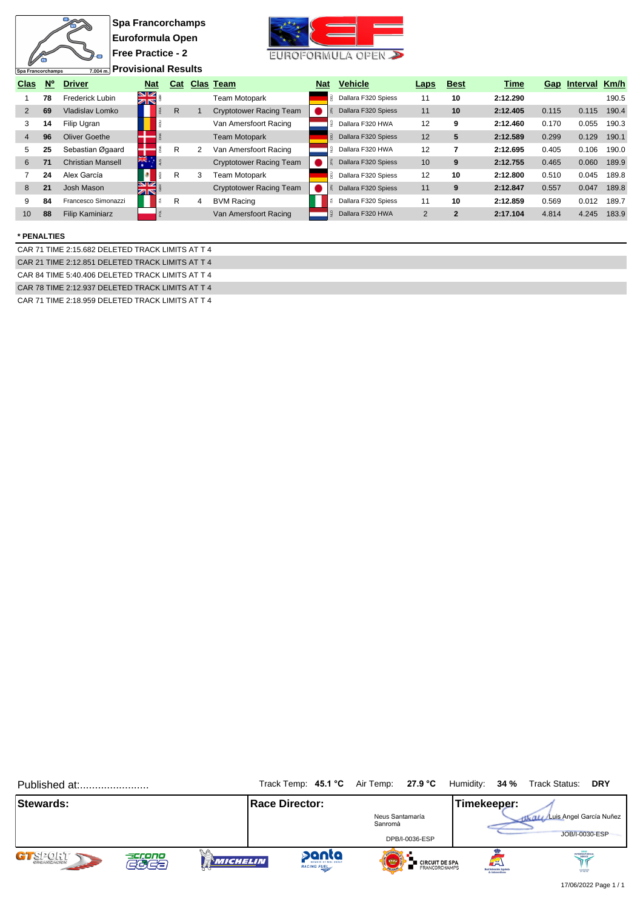# Spa Francorchamps

## Euroformula Open

## Free Practice - 2

## Provisional Results

Spa Francorchamps 7.004 m.

| Clas | Nº | Driver | Nat | Cat | Clas | Team | Nat | Vehicle | Laps | Best | Time | Gap | Interval | Km/h |
|---|---|---|---|---|---|---|---|---|---|---|---|---|---|---|
| 1 | **78** | Frederick Lubin | GBR | | | Team Motopark | DEU | Dallara F320 Spiess | 11 | **10** | **2:12.290** | | | 190.5 |
| 2 | **69** | Vladislav Lomko | FRA | R | 1 | Cryptotower Racing Team | JPN | Dallara F320 Spiess | 11 | **10** | **2:12.405** | 0.115 | 0.115 | 190.4 |
| 3 | **14** | Filip Ugran | ROU | | | Van Amersfoort Racing | NLD | Dallara F320 HWA | 12 | **9** | **2:12.460** | 0.170 | 0.055 | 190.3 |
| 4 | **96** | Oliver Goethe | DNK | | | Team Motopark | DEU | Dallara F320 Spiess | 12 | **5** | **2:12.589** | 0.299 | 0.129 | 190.1 |
| 5 | **25** | Sebastian Øgaard | DNK | R | 2 | Van Amersfoort Racing | NLD | Dallara F320 HWA | 12 | **7** | **2:12.695** | 0.405 | 0.106 | 190.0 |
| 6 | **71** | Christian Mansell | AUS | | | Cryptotower Racing Team | JPN | Dallara F320 Spiess | 10 | **9** | **2:12.755** | 0.465 | 0.060 | 189.9 |
| 7 | **24** | Alex García | MEX | R | 3 | Team Motopark | DEU | Dallara F320 Spiess | 12 | **10** | **2:12.800** | 0.510 | 0.045 | 189.8 |
| 8 | **21** | Josh Mason | GBR | | | Cryptotower Racing Team | JPN | Dallara F320 Spiess | 11 | **9** | **2:12.847** | 0.557 | 0.047 | 189.8 |
| 9 | **84** | Francesco Simonazzi | ITA | R | 4 | BVM Racing | ITA | Dallara F320 Spiess | 11 | **10** | **2:12.859** | 0.569 | 0.012 | 189.7 |
| 10 | **88** | Filip Kaminiarz | POL | | | Van Amersfoort Racing | NLD | Dallara F320 HWA | 2 | **2** | **2:17.104** | 4.814 | 4.245 | 183.9 |

**\* PENALTIES**

CAR 71 TIME 2:15.682 DELETED TRACK LIMITS AT T 4

CAR 21 TIME 2:12.851 DELETED TRACK LIMITS AT T 4

CAR 84 TIME 5:40.406 DELETED TRACK LIMITS AT T 4

CAR 78 TIME 2:12.937 DELETED TRACK LIMITS AT T 4

CAR 71 TIME 2:18.959 DELETED TRACK LIMITS AT T 4

Published at:........................

Track Temp: **45.1 °C** Air Temp: **27.9 °C** Humidity: **34 %** Track Status: **DRY**

| Stewards: | Race Director: | Timekeeper: |
|---|---|---|
| | Neus Santamaría Sanromà | Luis Angel García Nuñez |
| | DPB/I-0036-ESP | JOB/I-0030-ESP |

17/06/2022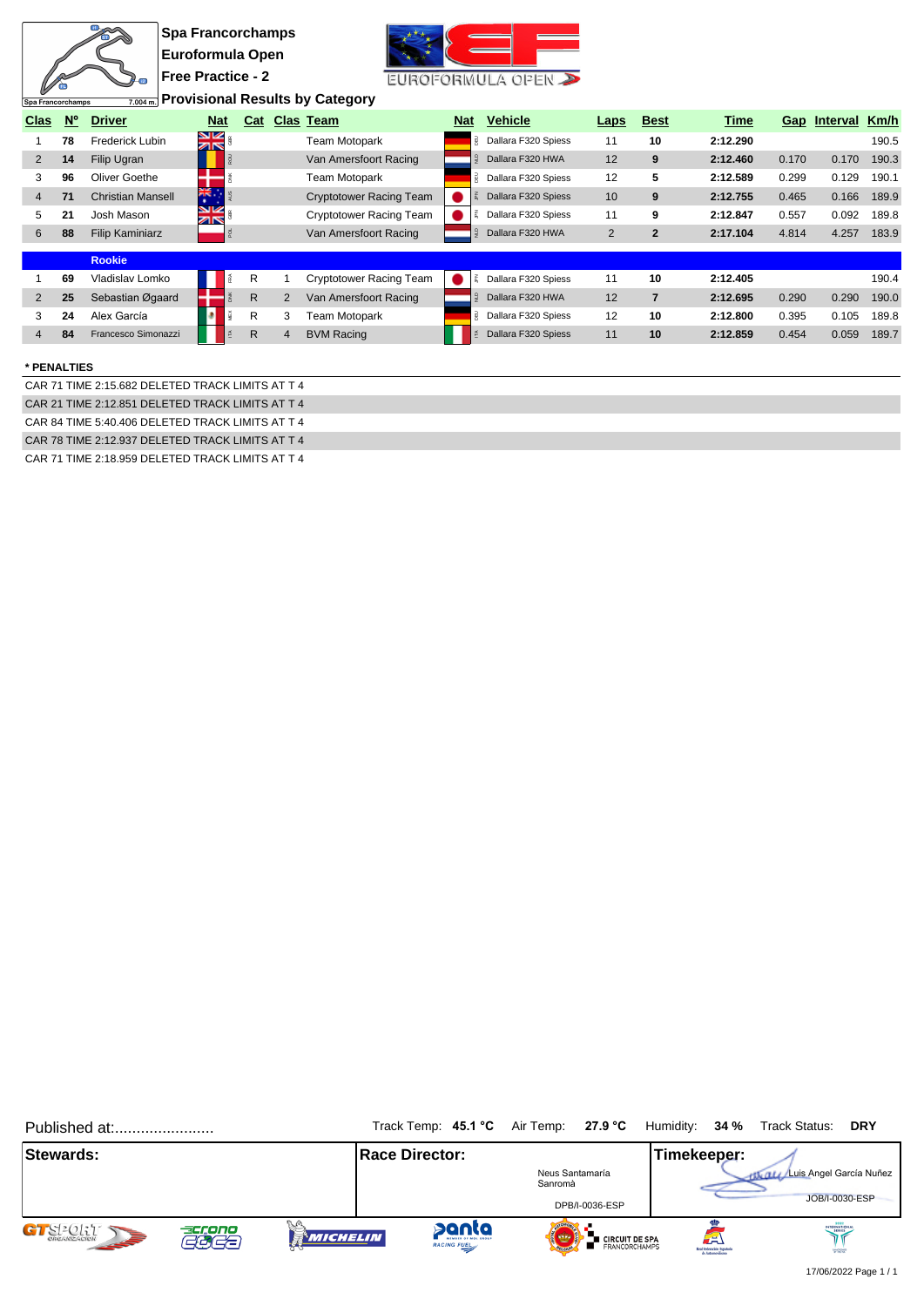Spa Francorchamps 7.004 m.

# Spa Francorchamps
## Euroformula Open
## Free Practice - 2
### Provisional Results by Category

| Clas | Nº | Driver | Nat | Cat | Clas | Team | Nat | Vehicle | Laps | Best | Time | Gap | Interval | Km/h |
|---|---|---|---|---|---|---|---|---|---|---|---|---|---|---|
| 1 | **78** | Frederick Lubin | GBR | | | Team Motopark | DEU | Dallara F320 Spiess | 11 | **10** | **2:12.290** | | | 190.5 |
| 2 | **14** | Filip Ugran | ROU | | | Van Amersfoort Racing | NLD | Dallara F320 HWA | 12 | **9** | **2:12.460** | 0.170 | 0.170 | 190.3 |
| 3 | **96** | Oliver Goethe | DNK | | | Team Motopark | DEU | Dallara F320 Spiess | 12 | **5** | **2:12.589** | 0.299 | 0.129 | 190.1 |
| 4 | **71** | Christian Mansell | AUS | | | Cryptotower Racing Team | JPN | Dallara F320 Spiess | 10 | **9** | **2:12.755** | 0.465 | 0.166 | 189.9 |
| 5 | **21** | Josh Mason | GBR | | | Cryptotower Racing Team | JPN | Dallara F320 Spiess | 11 | **9** | **2:12.847** | 0.557 | 0.092 | 189.8 |
| 6 | **88** | Filip Kaminiarz | POL | | | Van Amersfoort Racing | NLD | Dallara F320 HWA | 2 | **2** | **2:17.104** | 4.814 | 4.257 | 183.9 |
| | | **Rookie** | | | | | | | | | | | | |
| 1 | **69** | Vladislav Lomko | FRA | R | 1 | Cryptotower Racing Team | JPN | Dallara F320 Spiess | 11 | **10** | **2:12.405** | | | 190.4 |
| 2 | **25** | Sebastian Øgaard | DNK | R | 2 | Van Amersfoort Racing | NLD | Dallara F320 HWA | 12 | **7** | **2:12.695** | 0.290 | 0.290 | 190.0 |
| 3 | **24** | Alex García | MEX | R | 3 | Team Motopark | DEU | Dallara F320 Spiess | 12 | **10** | **2:12.800** | 0.395 | 0.105 | 189.8 |
| 4 | **84** | Francesco Simonazzi | ITA | R | 4 | BVM Racing | ITA | Dallara F320 Spiess | 11 | **10** | **2:12.859** | 0.454 | 0.059 | 189.7 |

**\* PENALTIES**

CAR 71 TIME 2:15.682 DELETED TRACK LIMITS AT T 4

CAR 21 TIME 2:12.851 DELETED TRACK LIMITS AT T 4

CAR 84 TIME 5:40.406 DELETED TRACK LIMITS AT T 4

CAR 78 TIME 2:12.937 DELETED TRACK LIMITS AT T 4

CAR 71 TIME 2:18.959 DELETED TRACK LIMITS AT T 4

Published at:.......................

Track Temp: **45.1 °C** Air Temp: **27.9 °C** Humidity: **34 %** Track Status: **DRY**

| **Stewards:** | **Race Director:** | **Timekeeper:** |
|---|---|---|
| | Neus Santamaría Sanromà<br>DPB/I-0036-ESP | Luis Angel García Nuñez<br>JOB/I-0030-ESP |

17/06/2022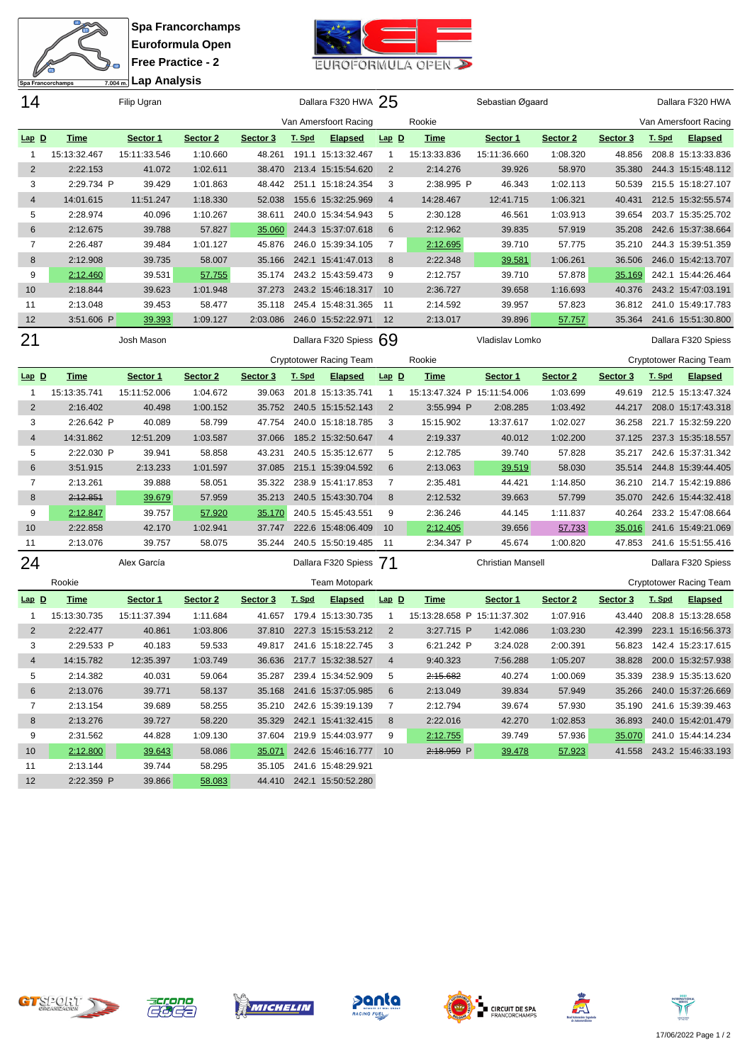**Spa Francorchamps**
**Euroformula Open**
**Free Practice - 2**
**Lap Analysis**

Spa Francorchamps 7.004 m.

## 14 Filip Ugran — Dallara F320 HWA — Van Amersfoort Racing

| Lap | D | Time | Sector 1 | Sector 2 | Sector 3 | T. Spd | Elapsed |
|---|---|---|---|---|---|---|---|
| 1 | | 15:13:32.467 | 15:11:33.546 | 1:10.660 | 48.261 | 191.1 | 15:13:32.467 |
| 2 | | 2:22.153 | 41.072 | 1:02.611 | 38.470 | 213.4 | 15:15:54.620 |
| 3 | | 2:29.734 P | 39.429 | 1:01.863 | 48.442 | 251.1 | 15:18:24.354 |
| 4 | | 14:01.615 | 11:51.247 | 1:18.330 | 52.038 | 155.6 | 15:32:25.969 |
| 5 | | 2:28.974 | 40.096 | 1:10.267 | 38.611 | 240.0 | 15:34:54.943 |
| 6 | | 2:12.675 | 39.788 | 57.827 | 35.060 | 244.3 | 15:37:07.618 |
| 7 | | 2:26.487 | 39.484 | 1:01.127 | 45.876 | 246.0 | 15:39:34.105 |
| 8 | | 2:12.908 | 39.735 | 58.007 | 35.166 | 242.1 | 15:41:47.013 |
| 9 | | 2:12.460 | 39.531 | 57.755 | 35.174 | 243.2 | 15:43:59.473 |
| 10 | | 2:18.844 | 39.623 | 1:01.948 | 37.273 | 243.2 | 15:46:18.317 |
| 11 | | 2:13.048 | 39.453 | 58.477 | 35.118 | 245.4 | 15:48:31.365 |
| 12 | | 3:51.606 P | 39.393 | 1:09.127 | 2:03.086 | 246.0 | 15:52:22.971 |

## 25 Sebastian Øgaard — Dallara F320 HWA — Rookie — Van Amersfoort Racing

| Lap | D | Time | Sector 1 | Sector 2 | Sector 3 | T. Spd | Elapsed |
|---|---|---|---|---|---|---|---|
| 1 | | 15:13:33.836 | 15:11:36.660 | 1:08.320 | 48.856 | 208.8 | 15:13:33.836 |
| 2 | | 2:14.276 | 39.926 | 58.970 | 35.380 | 244.3 | 15:15:48.112 |
| 3 | | 2:38.995 P | 46.343 | 1:02.113 | 50.539 | 215.5 | 15:18:27.107 |
| 4 | | 14:28.467 | 12:41.715 | 1:06.321 | 40.431 | 212.5 | 15:32:55.574 |
| 5 | | 2:30.128 | 46.561 | 1:03.913 | 39.654 | 203.7 | 15:35:25.702 |
| 6 | | 2:12.962 | 39.835 | 57.919 | 35.208 | 242.6 | 15:37:38.664 |
| 7 | | 2:12.695 | 39.710 | 57.775 | 35.210 | 244.3 | 15:39:51.359 |
| 8 | | 2:22.348 | 39.581 | 1:06.261 | 36.506 | 246.0 | 15:42:13.707 |
| 9 | | 2:12.757 | 39.710 | 57.878 | 35.169 | 242.1 | 15:44:26.464 |
| 10 | | 2:36.727 | 39.658 | 1:16.693 | 40.376 | 243.2 | 15:47:03.191 |
| 11 | | 2:14.592 | 39.957 | 57.823 | 36.812 | 241.0 | 15:49:17.783 |
| 12 | | 2:13.017 | 39.896 | 57.757 | 35.364 | 241.6 | 15:51:30.800 |

## 21 Josh Mason — Dallara F320 Spiess — Cryptotower Racing Team

| Lap | D | Time | Sector 1 | Sector 2 | Sector 3 | T. Spd | Elapsed |
|---|---|---|---|---|---|---|---|
| 1 | | 15:13:35.741 | 15:11:52.006 | 1:04.672 | 39.063 | 201.8 | 15:13:35.741 |
| 2 | | 2:16.402 | 40.498 | 1:00.152 | 35.752 | 240.5 | 15:15:52.143 |
| 3 | | 2:26.642 P | 40.089 | 58.799 | 47.754 | 240.0 | 15:18:18.785 |
| 4 | | 14:31.862 | 12:51.209 | 1:03.587 | 37.066 | 185.2 | 15:32:50.647 |
| 5 | | 2:22.030 P | 39.941 | 58.858 | 43.231 | 240.5 | 15:35:12.677 |
| 6 | | 3:51.915 | 2:13.233 | 1:01.597 | 37.085 | 215.1 | 15:39:04.592 |
| 7 | | 2:13.261 | 39.888 | 58.051 | 35.322 | 238.9 | 15:41:17.853 |
| 8 | | ~~2:12.851~~ | 39.679 | 57.959 | 35.213 | 240.5 | 15:43:30.704 |
| 9 | | 2:12.847 | 39.757 | 57.920 | 35.170 | 240.5 | 15:45:43.551 |
| 10 | | 2:22.858 | 42.170 | 1:02.941 | 37.747 | 222.6 | 15:48:06.409 |
| 11 | | 2:13.076 | 39.757 | 58.075 | 35.244 | 240.5 | 15:50:19.485 |

## 69 Vladislav Lomko — Dallara F320 Spiess — Rookie — Cryptotower Racing Team

| Lap | D | Time | Sector 1 | Sector 2 | Sector 3 | T. Spd | Elapsed |
|---|---|---|---|---|---|---|---|
| 1 | | 15:13:47.324 P | 15:11:54.006 | 1:03.699 | 49.619 | 212.5 | 15:13:47.324 |
| 2 | | 3:55.994 P | 2:08.285 | 1:03.492 | 44.217 | 208.0 | 15:17:43.318 |
| 3 | | 15:15.902 | 13:37.617 | 1:02.027 | 36.258 | 221.7 | 15:32:59.220 |
| 4 | | 2:19.337 | 40.012 | 1:02.200 | 37.125 | 237.3 | 15:35:18.557 |
| 5 | | 2:12.785 | 39.740 | 57.828 | 35.217 | 242.6 | 15:37:31.342 |
| 6 | | 2:13.063 | 39.519 | 58.030 | 35.514 | 244.8 | 15:39:44.405 |
| 7 | | 2:35.481 | 44.421 | 1:14.850 | 36.210 | 214.7 | 15:42:19.886 |
| 8 | | 2:12.532 | 39.663 | 57.799 | 35.070 | 242.6 | 15:44:32.418 |
| 9 | | 2:36.246 | 44.145 | 1:11.837 | 40.264 | 233.2 | 15:47:08.664 |
| 10 | | 2:12.405 | 39.656 | 57.733 | 35.016 | 241.6 | 15:49:21.069 |
| 11 | | 2:34.347 P | 45.674 | 1:00.820 | 47.853 | 241.6 | 15:51:55.416 |

## 24 Alex García — Dallara F320 Spiess — Rookie — Team Motopark

| Lap | D | Time | Sector 1 | Sector 2 | Sector 3 | T. Spd | Elapsed |
|---|---|---|---|---|---|---|---|
| 1 | | 15:13:30.735 | 15:11:37.394 | 1:11.684 | 41.657 | 179.4 | 15:13:30.735 |
| 2 | | 2:22.477 | 40.861 | 1:03.806 | 37.810 | 227.3 | 15:15:53.212 |
| 3 | | 2:29.533 P | 40.183 | 59.533 | 49.817 | 241.6 | 15:18:22.745 |
| 4 | | 14:15.782 | 12:35.397 | 1:03.749 | 36.636 | 217.7 | 15:32:38.527 |
| 5 | | 2:14.382 | 40.031 | 59.064 | 35.287 | 239.4 | 15:34:52.909 |
| 6 | | 2:13.076 | 39.771 | 58.137 | 35.168 | 241.6 | 15:37:05.985 |
| 7 | | 2:13.154 | 39.689 | 58.255 | 35.210 | 242.6 | 15:39:19.139 |
| 8 | | 2:13.276 | 39.727 | 58.220 | 35.329 | 242.1 | 15:41:32.415 |
| 9 | | 2:31.562 | 44.828 | 1:09.130 | 37.604 | 219.9 | 15:44:03.977 |
| 10 | | 2:12.800 | 39.643 | 58.086 | 35.071 | 242.6 | 15:46:16.777 |
| 11 | | 2:13.144 | 39.744 | 58.295 | 35.105 | 241.6 | 15:48:29.921 |
| 12 | | 2:22.359 P | 39.866 | 58.083 | 44.410 | 242.1 | 15:50:52.280 |

## 71 Christian Mansell — Dallara F320 Spiess — Cryptotower Racing Team

| Lap | D | Time | Sector 1 | Sector 2 | Sector 3 | T. Spd | Elapsed |
|---|---|---|---|---|---|---|---|
| 1 | | 15:13:28.658 P | 15:11:37.302 | 1:07.916 | 43.440 | 208.8 | 15:13:28.658 |
| 2 | | 3:27.715 P | 1:42.086 | 1:03.230 | 42.399 | 223.1 | 15:16:56.373 |
| 3 | | 6:21.242 P | 3:24.028 | 2:00.391 | 56.823 | 142.4 | 15:23:17.615 |
| 4 | | 9:40.323 | 7:56.288 | 1:05.207 | 38.828 | 200.0 | 15:32:57.938 |
| 5 | | ~~2:15.682~~ | 40.274 | 1:00.069 | 35.339 | 238.9 | 15:35:13.620 |
| 6 | | 2:13.049 | 39.834 | 57.949 | 35.266 | 240.0 | 15:37:26.669 |
| 7 | | 2:12.794 | 39.674 | 57.930 | 35.190 | 241.6 | 15:39:39.463 |
| 8 | | 2:22.016 | 42.270 | 1:02.853 | 36.893 | 240.0 | 15:42:01.479 |
| 9 | | 2:12.755 | 39.749 | 57.936 | 35.070 | 241.0 | 15:44:14.234 |
| 10 | | ~~2:18.959~~ P | 39.478 | 57.923 | 41.558 | 243.2 | 15:46:33.193 |

17/06/2022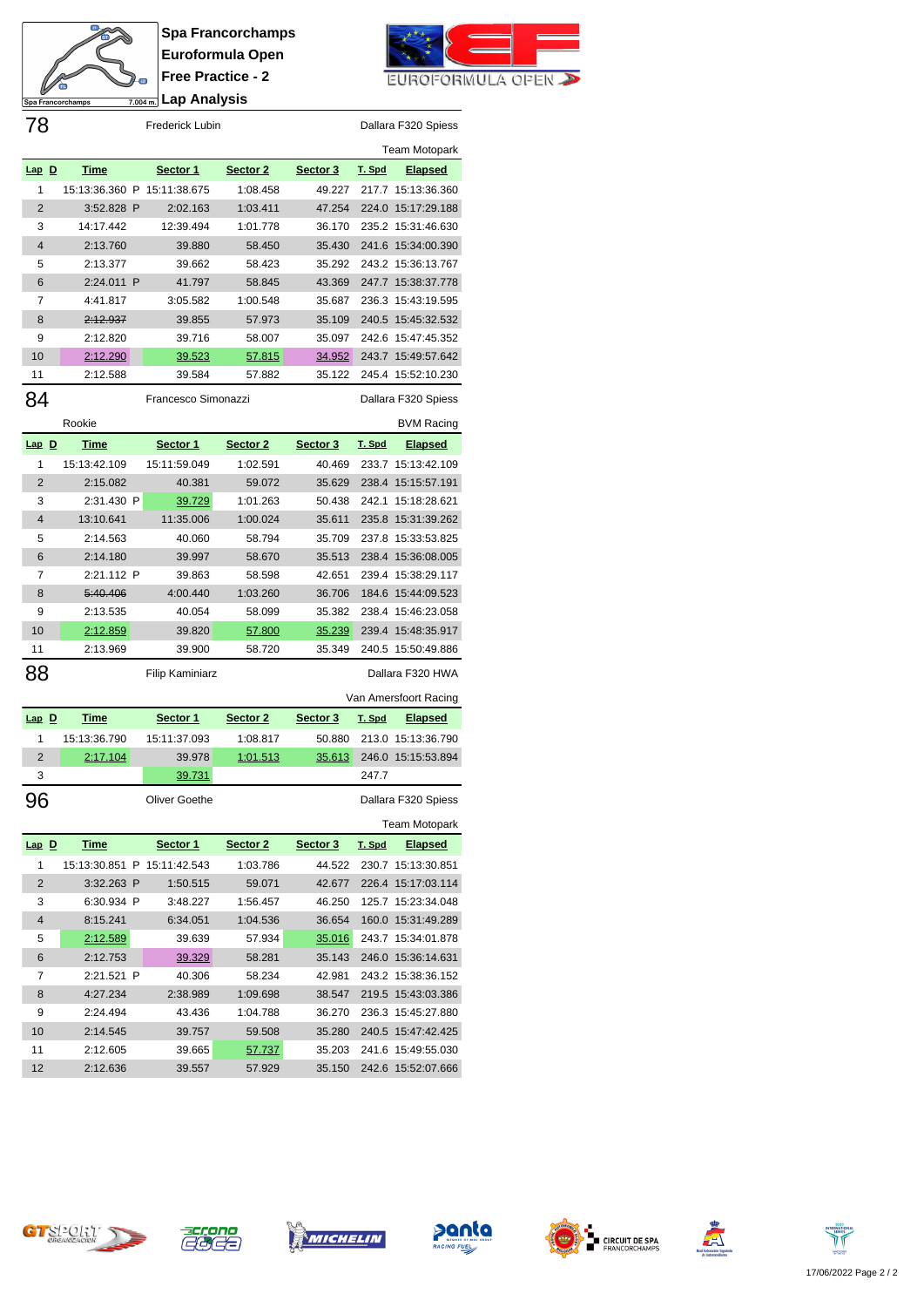# Spa Francorchamps
## Euroformula Open
## Free Practice - 2
## Lap Analysis

### 78 — Frederick Lubin — Dallara F320 Spiess — Team Motopark

| Lap | D | Time | Sector 1 | Sector 2 | Sector 3 | T. Spd | Elapsed |
|---|---|---|---|---|---|---|---|
| 1 | | 15:13:36.360 P | 15:11:38.675 | 1:08.458 | 49.227 | 217.7 | 15:13:36.360 |
| 2 | | 3:52.828 P | 2:02.163 | 1:03.411 | 47.254 | 224.0 | 15:17:29.188 |
| 3 | | 14:17.442 | 12:39.494 | 1:01.778 | 36.170 | 235.2 | 15:31:46.630 |
| 4 | | 2:13.760 | 39.880 | 58.450 | 35.430 | 241.6 | 15:34:00.390 |
| 5 | | 2:13.377 | 39.662 | 58.423 | 35.292 | 243.2 | 15:36:13.767 |
| 6 | | 2:24.011 P | 41.797 | 58.845 | 43.369 | 247.7 | 15:38:37.778 |
| 7 | | 4:41.817 | 3:05.582 | 1:00.548 | 35.687 | 236.3 | 15:43:19.595 |
| 8 | | ~~2:12.937~~ | 39.855 | 57.973 | 35.109 | 240.5 | 15:45:32.532 |
| 9 | | 2:12.820 | 39.716 | 58.007 | 35.097 | 242.6 | 15:47:45.352 |
| 10 | | 2:12.290 | 39.523 | 57.815 | 34.952 | 243.7 | 15:49:57.642 |
| 11 | | 2:12.588 | 39.584 | 57.882 | 35.122 | 245.4 | 15:52:10.230 |

### 84 — Francesco Simonazzi — Dallara F320 Spiess — Rookie — BVM Racing

| Lap | D | Time | Sector 1 | Sector 2 | Sector 3 | T. Spd | Elapsed |
|---|---|---|---|---|---|---|---|
| 1 | | 15:13:42.109 | 15:11:59.049 | 1:02.591 | 40.469 | 233.7 | 15:13:42.109 |
| 2 | | 2:15.082 | 40.381 | 59.072 | 35.629 | 238.4 | 15:15:57.191 |
| 3 | | 2:31.430 P | 39.729 | 1:01.263 | 50.438 | 242.1 | 15:18:28.621 |
| 4 | | 13:10.641 | 11:35.006 | 1:00.024 | 35.611 | 235.8 | 15:31:39.262 |
| 5 | | 2:14.563 | 40.060 | 58.794 | 35.709 | 237.8 | 15:33:53.825 |
| 6 | | 2:14.180 | 39.997 | 58.670 | 35.513 | 238.4 | 15:36:08.005 |
| 7 | | 2:21.112 P | 39.863 | 58.598 | 42.651 | 239.4 | 15:38:29.117 |
| 8 | | ~~5:40.406~~ | 4:00.440 | 1:03.260 | 36.706 | 184.6 | 15:44:09.523 |
| 9 | | 2:13.535 | 40.054 | 58.099 | 35.382 | 238.4 | 15:46:23.058 |
| 10 | | 2:12.859 | 39.820 | 57.800 | 35.239 | 239.4 | 15:48:35.917 |
| 11 | | 2:13.969 | 39.900 | 58.720 | 35.349 | 240.5 | 15:50:49.886 |

### 88 — Filip Kaminiarz — Dallara F320 HWA — Van Amersfoort Racing

| Lap | D | Time | Sector 1 | Sector 2 | Sector 3 | T. Spd | Elapsed |
|---|---|---|---|---|---|---|---|
| 1 | | 15:13:36.790 | 15:11:37.093 | 1:08.817 | 50.880 | 213.0 | 15:13:36.790 |
| 2 | | 2:17.104 | 39.978 | 1:01.513 | 35.613 | 246.0 | 15:15:53.894 |
| 3 | | | 39.731 | | | 247.7 | |

### 96 — Oliver Goethe — Dallara F320 Spiess — Team Motopark

| Lap | D | Time | Sector 1 | Sector 2 | Sector 3 | T. Spd | Elapsed |
|---|---|---|---|---|---|---|---|
| 1 | | 15:13:30.851 P | 15:11:42.543 | 1:03.786 | 44.522 | 230.7 | 15:13:30.851 |
| 2 | | 3:32.263 P | 1:50.515 | 59.071 | 42.677 | 226.4 | 15:17:03.114 |
| 3 | | 6:30.934 P | 3:48.227 | 1:56.457 | 46.250 | 125.7 | 15:23:34.048 |
| 4 | | 8:15.241 | 6:34.051 | 1:04.536 | 36.654 | 160.0 | 15:31:49.289 |
| 5 | | 2:12.589 | 39.639 | 57.934 | 35.016 | 243.7 | 15:34:01.878 |
| 6 | | 2:12.753 | 39.329 | 58.281 | 35.143 | 246.0 | 15:36:14.631 |
| 7 | | 2:21.521 P | 40.306 | 58.234 | 42.981 | 243.2 | 15:38:36.152 |
| 8 | | 4:27.234 | 2:38.989 | 1:09.698 | 38.547 | 219.5 | 15:43:03.386 |
| 9 | | 2:24.494 | 43.436 | 1:04.788 | 36.270 | 236.3 | 15:45:27.880 |
| 10 | | 2:14.545 | 39.757 | 59.508 | 35.280 | 240.5 | 15:47:42.425 |
| 11 | | 2:12.605 | 39.665 | 57.737 | 35.203 | 241.6 | 15:49:55.030 |
| 12 | | 2:12.636 | 39.557 | 57.929 | 35.150 | 242.6 | 15:52:07.666 |

17/06/2022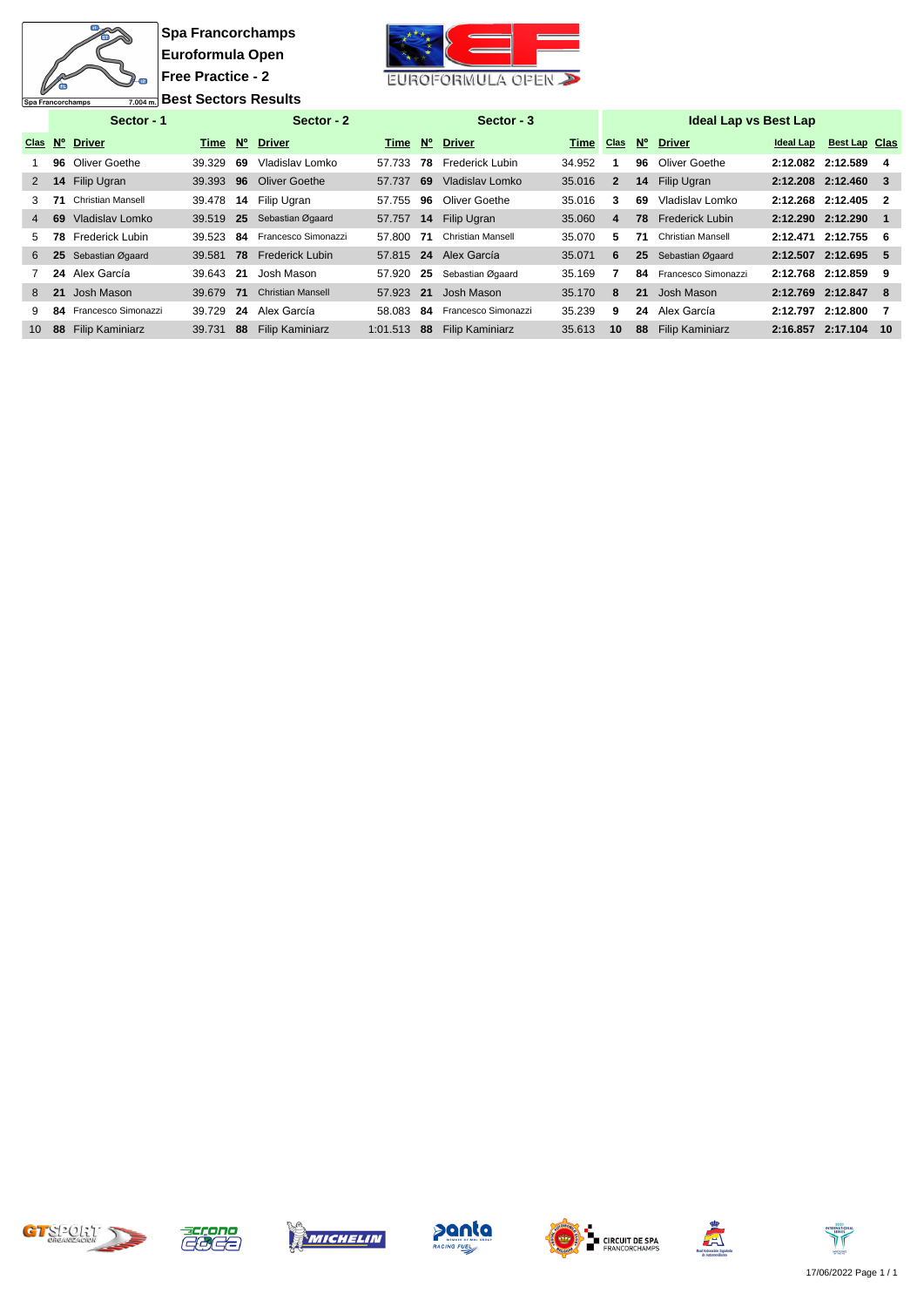# Spa Francorchamps

## Euroformula Open

## Free Practice - 2

## Best Sectors Results

Spa Francorchamps 7.004 m.

| Sector - 1 | | | | Sector - 2 | | | Sector - 3 | | | Ideal Lap vs Best Lap | | | | | |
|---|---|---|---|---|---|---|---|---|---|---|---|---|---|---|---|
| Clas | Nº | Driver | Time | Nº | Driver | Time | Nº | Driver | Time | Clas | Nº | Driver | Ideal Lap | Best Lap | Clas |
| 1 | 96 | Oliver Goethe | 39.329 | 69 | Vladislav Lomko | 57.733 | 78 | Frederick Lubin | 34.952 | 1 | 96 | Oliver Goethe | 2:12.082 | 2:12.589 | 4 |
| 2 | 14 | Filip Ugran | 39.393 | 96 | Oliver Goethe | 57.737 | 69 | Vladislav Lomko | 35.016 | 2 | 14 | Filip Ugran | 2:12.208 | 2:12.460 | 3 |
| 3 | 71 | Christian Mansell | 39.478 | 14 | Filip Ugran | 57.755 | 96 | Oliver Goethe | 35.016 | 3 | 69 | Vladislav Lomko | 2:12.268 | 2:12.405 | 2 |
| 4 | 69 | Vladislav Lomko | 39.519 | 25 | Sebastian Øgaard | 57.757 | 14 | Filip Ugran | 35.060 | 4 | 78 | Frederick Lubin | 2:12.290 | 2:12.290 | 1 |
| 5 | 78 | Frederick Lubin | 39.523 | 84 | Francesco Simonazzi | 57.800 | 71 | Christian Mansell | 35.070 | 5 | 71 | Christian Mansell | 2:12.471 | 2:12.755 | 6 |
| 6 | 25 | Sebastian Øgaard | 39.581 | 78 | Frederick Lubin | 57.815 | 24 | Alex García | 35.071 | 6 | 25 | Sebastian Øgaard | 2:12.507 | 2:12.695 | 5 |
| 7 | 24 | Alex García | 39.643 | 21 | Josh Mason | 57.920 | 25 | Sebastian Øgaard | 35.169 | 7 | 84 | Francesco Simonazzi | 2:12.768 | 2:12.859 | 9 |
| 8 | 21 | Josh Mason | 39.679 | 71 | Christian Mansell | 57.923 | 21 | Josh Mason | 35.170 | 8 | 21 | Josh Mason | 2:12.769 | 2:12.847 | 8 |
| 9 | 84 | Francesco Simonazzi | 39.729 | 24 | Alex García | 58.083 | 84 | Francesco Simonazzi | 35.239 | 9 | 24 | Alex García | 2:12.797 | 2:12.800 | 7 |
| 10 | 88 | Filip Kaminiarz | 39.731 | 88 | Filip Kaminiarz | 1:01.513 | 88 | Filip Kaminiarz | 35.613 | 10 | 88 | Filip Kaminiarz | 2:16.857 | 2:17.104 | 10 |

17/06/2022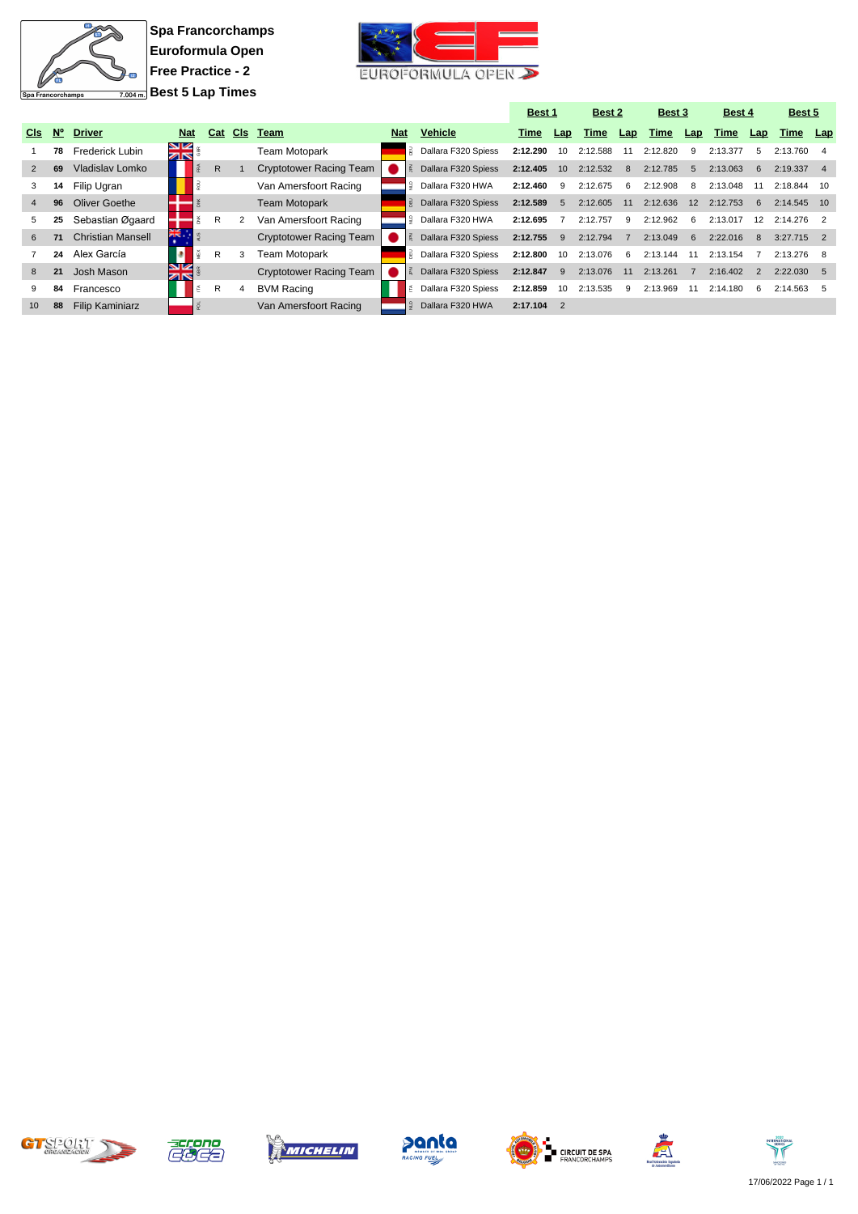# Spa Francorchamps
## Euroformula Open
## Free Practice - 2
## Best 5 Lap Times

Spa Francorchamps 7.004 m.

| Cls | Nº | Driver | Nat | Cat | Cls | Team | Nat | Vehicle | Best 1 Time | Lap | Best 2 Time | Lap | Best 3 Time | Lap | Best 4 Time | Lap | Best 5 Time | Lap |
|---|---|---|---|---|---|---|---|---|---|---|---|---|---|---|---|---|---|---|
| 1 | 78 | Frederick Lubin | GBR | | | Team Motopark | DEU | Dallara F320 Spiess | 2:12.290 | 10 | 2:12.588 | 11 | 2:12.820 | 9 | 2:13.377 | 5 | 2:13.760 | 4 |
| 2 | 69 | Vladislav Lomko | FRA | R | 1 | Cryptotower Racing Team | JPN | Dallara F320 Spiess | 2:12.405 | 10 | 2:12.532 | 8 | 2:12.785 | 5 | 2:13.063 | 6 | 2:19.337 | 4 |
| 3 | 14 | Filip Ugran | ROU | | | Van Amersfoort Racing | NLD | Dallara F320 HWA | 2:12.460 | 9 | 2:12.675 | 6 | 2:12.908 | 8 | 2:13.048 | 11 | 2:18.844 | 10 |
| 4 | 96 | Oliver Goethe | DNK | | | Team Motopark | DEU | Dallara F320 Spiess | 2:12.589 | 5 | 2:12.605 | 11 | 2:12.636 | 12 | 2:12.753 | 6 | 2:14.545 | 10 |
| 5 | 25 | Sebastian Øgaard | DNK | R | 2 | Van Amersfoort Racing | NLD | Dallara F320 HWA | 2:12.695 | 7 | 2:12.757 | 9 | 2:12.962 | 6 | 2:13.017 | 12 | 2:14.276 | 2 |
| 6 | 71 | Christian Mansell | AUS | | | Cryptotower Racing Team | JPN | Dallara F320 Spiess | 2:12.755 | 9 | 2:12.794 | 7 | 2:13.049 | 6 | 2:22.016 | 8 | 3:27.715 | 2 |
| 7 | 24 | Alex García | MEX | R | 3 | Team Motopark | DEU | Dallara F320 Spiess | 2:12.800 | 10 | 2:13.076 | 6 | 2:13.144 | 11 | 2:13.154 | 7 | 2:13.276 | 8 |
| 8 | 21 | Josh Mason | GBR | | | Cryptotower Racing Team | JPN | Dallara F320 Spiess | 2:12.847 | 9 | 2:13.076 | 11 | 2:13.261 | 7 | 2:16.402 | 2 | 2:22.030 | 5 |
| 9 | 84 | Francesco | ITA | R | 4 | BVM Racing | ITA | Dallara F320 Spiess | 2:12.859 | 10 | 2:13.535 | 9 | 2:13.969 | 11 | 2:14.180 | 6 | 2:14.563 | 5 |
| 10 | 88 | Filip Kaminiarz | POL | | | Van Amersfoort Racing | NLD | Dallara F320 HWA | 2:17.104 | 2 | | | | | | | | |

17/06/2022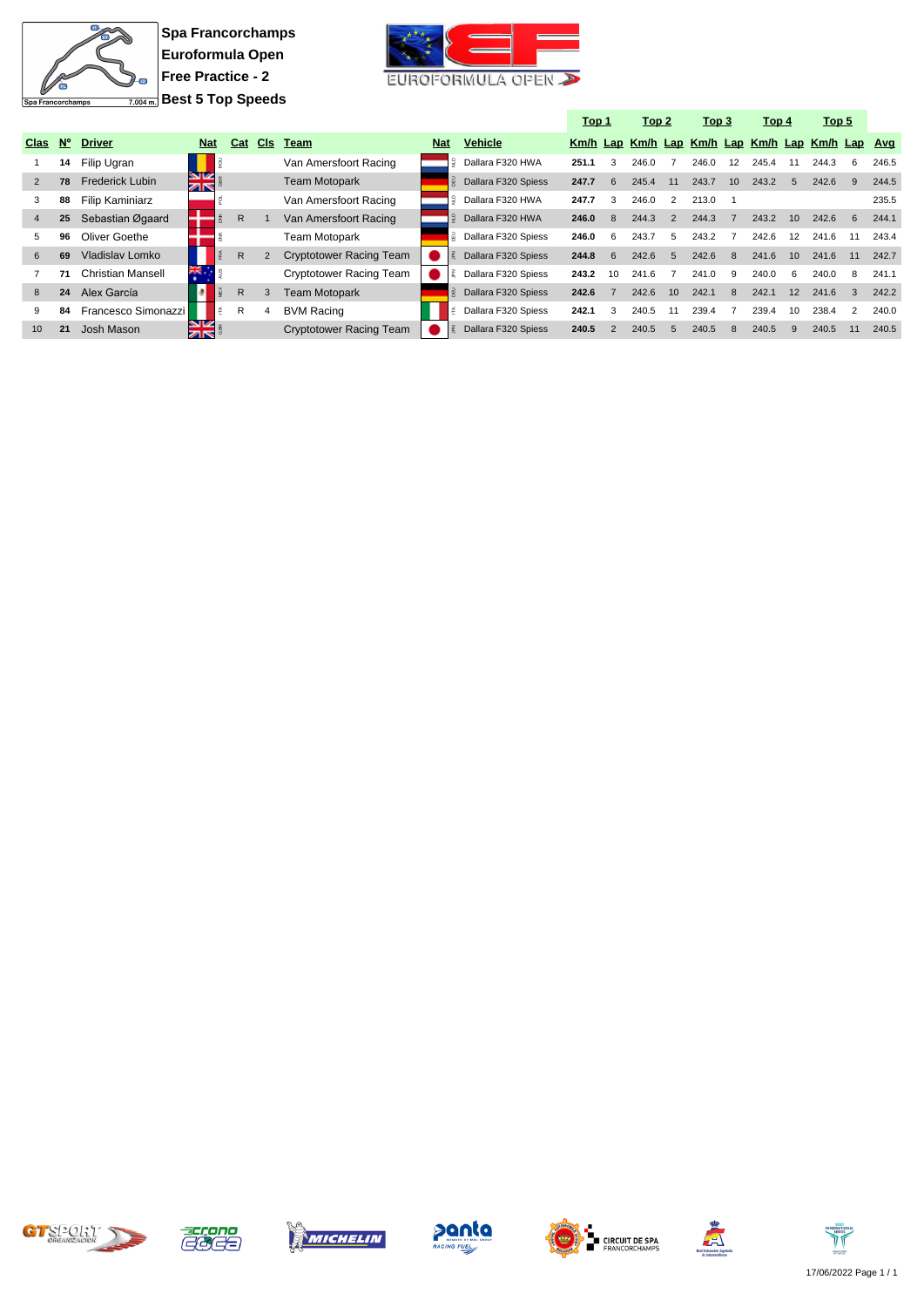**Spa Francorchamps**
**Euroformula Open**
**Free Practice - 2**
**Best 5 Top Speeds**

| Clas | Nº | Driver | Nat | Cat | Cls | Team | Nat | Vehicle | Top 1 Km/h | Top 1 Lap | Top 2 Km/h | Top 2 Lap | Top 3 Km/h | Top 3 Lap | Top 4 Km/h | Top 4 Lap | Top 5 Km/h | Top 5 Lap | Avg |
|---|---|---|---|---|---|---|---|---|---|---|---|---|---|---|---|---|---|---|---|
| 1 | 14 | Filip Ugran | ROU | | | Van Amersfoort Racing | NLD | Dallara F320 HWA | 251.1 | 3 | 246.0 | 7 | 246.0 | 12 | 245.4 | 11 | 244.3 | 6 | 246.5 |
| 2 | 78 | Frederick Lubin | GBR | | | Team Motopark | DEU | Dallara F320 Spiess | 247.7 | 6 | 245.4 | 11 | 243.7 | 10 | 243.2 | 5 | 242.6 | 9 | 244.5 |
| 3 | 88 | Filip Kaminiarz | POL | | | Van Amersfoort Racing | NLD | Dallara F320 HWA | 247.7 | 3 | 246.0 | 2 | 213.0 | 1 | | | | | 235.5 |
| 4 | 25 | Sebastian Øgaard | DNK | R | 1 | Van Amersfoort Racing | NLD | Dallara F320 HWA | 246.0 | 8 | 244.3 | 2 | 244.3 | 7 | 243.2 | 10 | 242.6 | 6 | 244.1 |
| 5 | 96 | Oliver Goethe | DNK | | | Team Motopark | DEU | Dallara F320 Spiess | 246.0 | 6 | 243.7 | 5 | 243.2 | 7 | 242.6 | 12 | 241.6 | 11 | 243.4 |
| 6 | 69 | Vladislav Lomko | FRA | R | 2 | Cryptotower Racing Team | JPN | Dallara F320 Spiess | 244.8 | 6 | 242.6 | 5 | 242.6 | 8 | 241.6 | 10 | 241.6 | 11 | 242.7 |
| 7 | 71 | Christian Mansell | AUS | | | Cryptotower Racing Team | JPN | Dallara F320 Spiess | 243.2 | 10 | 241.6 | 7 | 241.0 | 9 | 240.0 | 6 | 240.0 | 8 | 241.1 |
| 8 | 24 | Alex García | MEX | R | 3 | Team Motopark | DEU | Dallara F320 Spiess | 242.6 | 7 | 242.6 | 10 | 242.1 | 8 | 242.1 | 12 | 241.6 | 3 | 242.2 |
| 9 | 84 | Francesco Simonazzi | ITA | R | 4 | BVM Racing | ITA | Dallara F320 Spiess | 242.1 | 3 | 240.5 | 11 | 239.4 | 7 | 239.4 | 10 | 238.4 | 2 | 240.0 |
| 10 | 21 | Josh Mason | GBR | | | Cryptotower Racing Team | JPN | Dallara F320 Spiess | 240.5 | 2 | 240.5 | 5 | 240.5 | 8 | 240.5 | 9 | 240.5 | 11 | 240.5 |

17/06/2022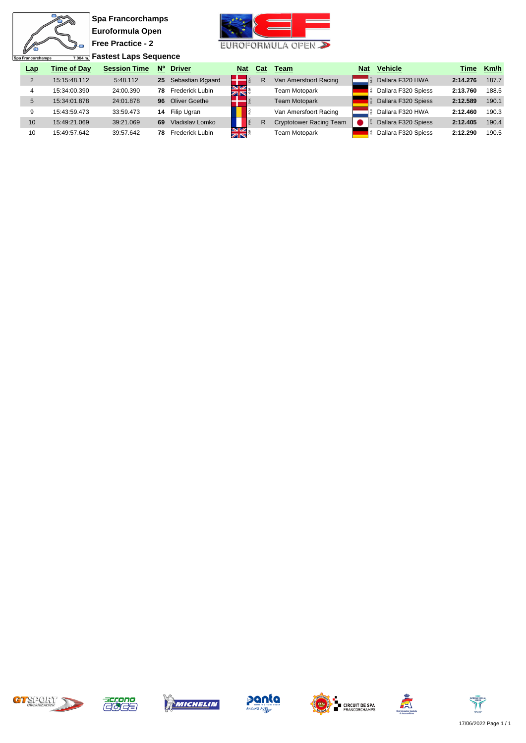Spa Francorchamps 7.004 m.

**Spa Francorchamps**
**Euroformula Open**
**Free Practice - 2**
**Fastest Laps Sequence**

| Lap | Time of Day | Session Time | Nº | Driver | Nat | Cat | Team | Nat | Vehicle | Time | Km/h |
|---|---|---|---|---|---|---|---|---|---|---|---|
| 2 | 15:15:48.112 | 5:48.112 | **25** | Sebastian Øgaard | DNK | R | Van Amersfoort Racing | NLD | Dallara F320 HWA | **2:14.276** | 187.7 |
| 4 | 15:34:00.390 | 24:00.390 | **78** | Frederick Lubin | GBR | | Team Motopark | DEU | Dallara F320 Spiess | **2:13.760** | 188.5 |
| 5 | 15:34:01.878 | 24:01.878 | **96** | Oliver Goethe | DNK | | Team Motopark | DEU | Dallara F320 Spiess | **2:12.589** | 190.1 |
| 9 | 15:43:59.473 | 33:59.473 | **14** | Filip Ugran | ROU | | Van Amersfoort Racing | NLD | Dallara F320 HWA | **2:12.460** | 190.3 |
| 10 | 15:49:21.069 | 39:21.069 | **69** | Vladislav Lomko | FRA | R | Cryptotower Racing Team | JPN | Dallara F320 Spiess | **2:12.405** | 190.4 |
| 10 | 15:49:57.642 | 39:57.642 | **78** | Frederick Lubin | GBR | | Team Motopark | DEU | Dallara F320 Spiess | **2:12.290** | 190.5 |

17/06/2022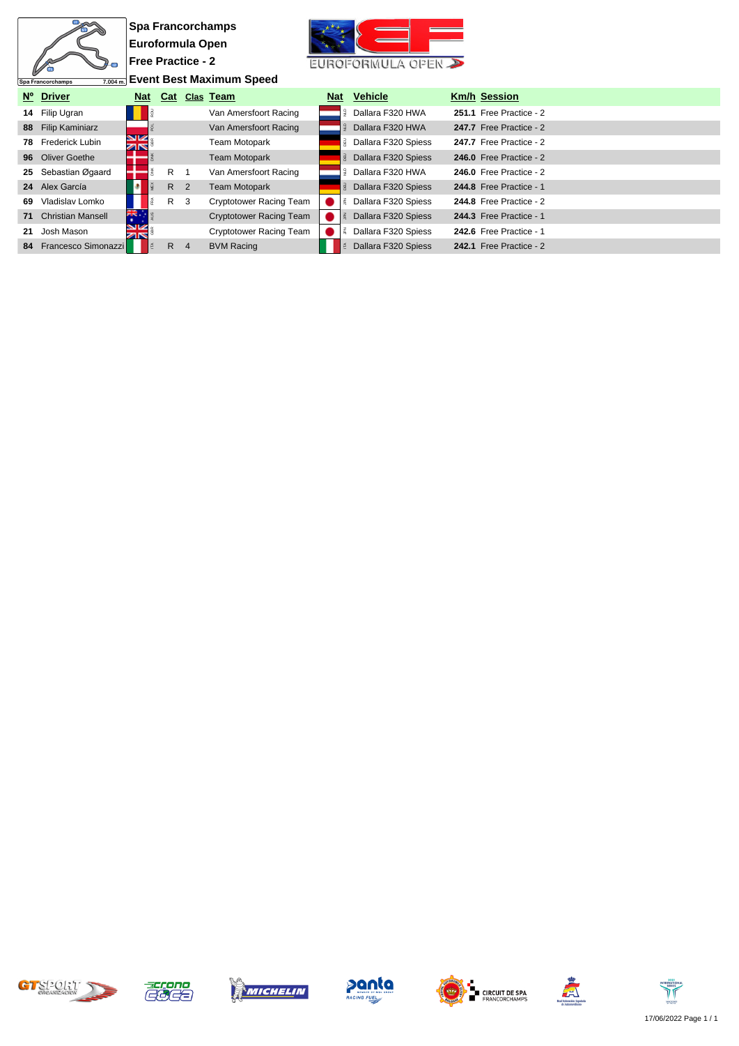Spa Francorchamps

Euroformula Open

Free Practice - 2

Event Best Maximum Speed

| Nº | Driver | Nat | Cat | Clas | Team | Nat | Vehicle | Km/h | Session |
|---|---|---|---|---|---|---|---|---|---|
| 14 | Filip Ugran | ROU | | | Van Amersfoort Racing | NLD | Dallara F320 HWA | 251.1 | Free Practice - 2 |
| 88 | Filip Kaminiarz | POL | | | Van Amersfoort Racing | NLD | Dallara F320 HWA | 247.7 | Free Practice - 2 |
| 78 | Frederick Lubin | GBR | | | Team Motopark | DEU | Dallara F320 Spiess | 247.7 | Free Practice - 2 |
| 96 | Oliver Goethe | DNK | | | Team Motopark | DEU | Dallara F320 Spiess | 246.0 | Free Practice - 2 |
| 25 | Sebastian Øgaard | DNK | R | 1 | Van Amersfoort Racing | NLD | Dallara F320 HWA | 246.0 | Free Practice - 2 |
| 24 | Alex García | MEX | R | 2 | Team Motopark | DEU | Dallara F320 Spiess | 244.8 | Free Practice - 1 |
| 69 | Vladislav Lomko | FRA | R | 3 | Cryptotower Racing Team | JPN | Dallara F320 Spiess | 244.8 | Free Practice - 2 |
| 71 | Christian Mansell | AUS | | | Cryptotower Racing Team | JPN | Dallara F320 Spiess | 244.3 | Free Practice - 1 |
| 21 | Josh Mason | GBR | | | Cryptotower Racing Team | JPN | Dallara F320 Spiess | 242.6 | Free Practice - 1 |
| 84 | Francesco Simonazzi | ITA | R | 4 | BVM Racing | ITA | Dallara F320 Spiess | 242.1 | Free Practice - 2 |

17/06/2022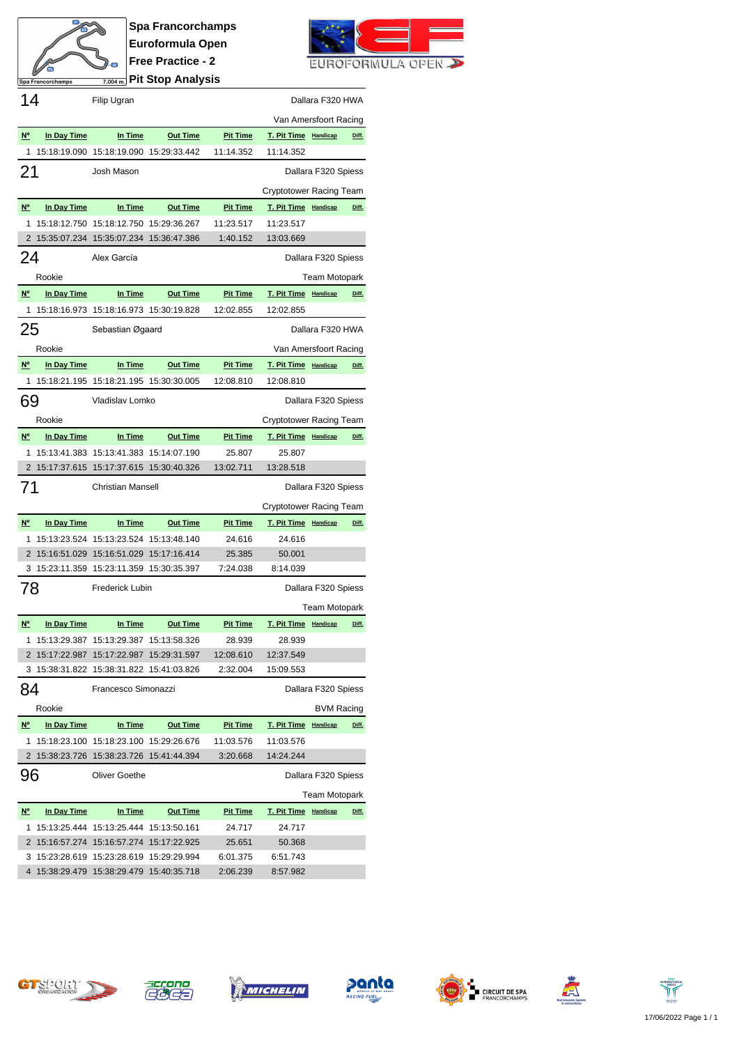# Spa Francorchamps
## Euroformula Open
## Free Practice - 2
## Pit Stop Analysis

Spa Francorchamps 7.004 m.

**14** Filip Ugran — Dallara F320 HWA

Van Amersfoort Racing

| Nº | In Day Time | In Time | Out Time | Pit Time | T. Pit Time | Handicap | Diff. |
|---|---|---|---|---|---|---|---|
| 1 | 15:18:19.090 | 15:18:19.090 | 15:29:33.442 | 11:14.352 | 11:14.352 | | |

**21** Josh Mason — Dallara F320 Spiess

Cryptotower Racing Team

| Nº | In Day Time | In Time | Out Time | Pit Time | T. Pit Time | Handicap | Diff. |
|---|---|---|---|---|---|---|---|
| 1 | 15:18:12.750 | 15:18:12.750 | 15:29:36.267 | 11:23.517 | 11:23.517 | | |
| 2 | 15:35:07.234 | 15:35:07.234 | 15:36:47.386 | 1:40.152 | 13:03.669 | | |

**24** Alex García — Dallara F320 Spiess

Rookie — Team Motopark

| Nº | In Day Time | In Time | Out Time | Pit Time | T. Pit Time | Handicap | Diff. |
|---|---|---|---|---|---|---|---|
| 1 | 15:18:16.973 | 15:18:16.973 | 15:30:19.828 | 12:02.855 | 12:02.855 | | |

**25** Sebastian Øgaard — Dallara F320 HWA

Rookie — Van Amersfoort Racing

| Nº | In Day Time | In Time | Out Time | Pit Time | T. Pit Time | Handicap | Diff. |
|---|---|---|---|---|---|---|---|
| 1 | 15:18:21.195 | 15:18:21.195 | 15:30:30.005 | 12:08.810 | 12:08.810 | | |

**69** Vladislav Lomko — Dallara F320 Spiess

Rookie — Cryptotower Racing Team

| Nº | In Day Time | In Time | Out Time | Pit Time | T. Pit Time | Handicap | Diff. |
|---|---|---|---|---|---|---|---|
| 1 | 15:13:41.383 | 15:13:41.383 | 15:14:07.190 | 25.807 | 25.807 | | |
| 2 | 15:17:37.615 | 15:17:37.615 | 15:30:40.326 | 13:02.711 | 13:28.518 | | |

**71** Christian Mansell — Dallara F320 Spiess

Cryptotower Racing Team

| Nº | In Day Time | In Time | Out Time | Pit Time | T. Pit Time | Handicap | Diff. |
|---|---|---|---|---|---|---|---|
| 1 | 15:13:23.524 | 15:13:23.524 | 15:13:48.140 | 24.616 | 24.616 | | |
| 2 | 15:16:51.029 | 15:16:51.029 | 15:17:16.414 | 25.385 | 50.001 | | |
| 3 | 15:23:11.359 | 15:23:11.359 | 15:30:35.397 | 7:24.038 | 8:14.039 | | |

**78** Frederick Lubin — Dallara F320 Spiess

Team Motopark

| Nº | In Day Time | In Time | Out Time | Pit Time | T. Pit Time | Handicap | Diff. |
|---|---|---|---|---|---|---|---|
| 1 | 15:13:29.387 | 15:13:29.387 | 15:13:58.326 | 28.939 | 28.939 | | |
| 2 | 15:17:22.987 | 15:17:22.987 | 15:29:31.597 | 12:08.610 | 12:37.549 | | |
| 3 | 15:38:31.822 | 15:38:31.822 | 15:41:03.826 | 2:32.004 | 15:09.553 | | |

**84** Francesco Simonazzi — Dallara F320 Spiess

Rookie — BVM Racing

| Nº | In Day Time | In Time | Out Time | Pit Time | T. Pit Time | Handicap | Diff. |
|---|---|---|---|---|---|---|---|
| 1 | 15:18:23.100 | 15:18:23.100 | 15:29:26.676 | 11:03.576 | 11:03.576 | | |
| 2 | 15:38:23.726 | 15:38:23.726 | 15:41:44.394 | 3:20.668 | 14:24.244 | | |

**96** Oliver Goethe — Dallara F320 Spiess

Team Motopark

| Nº | In Day Time | In Time | Out Time | Pit Time | T. Pit Time | Handicap | Diff. |
|---|---|---|---|---|---|---|---|
| 1 | 15:13:25.444 | 15:13:25.444 | 15:13:50.161 | 24.717 | 24.717 | | |
| 2 | 15:16:57.274 | 15:16:57.274 | 15:17:22.925 | 25.651 | 50.368 | | |
| 3 | 15:23:28.619 | 15:23:28.619 | 15:29:29.994 | 6:01.375 | 6:51.743 | | |
| 4 | 15:38:29.479 | 15:38:29.479 | 15:40:35.718 | 2:06.239 | 8:57.982 | | |

17/06/2022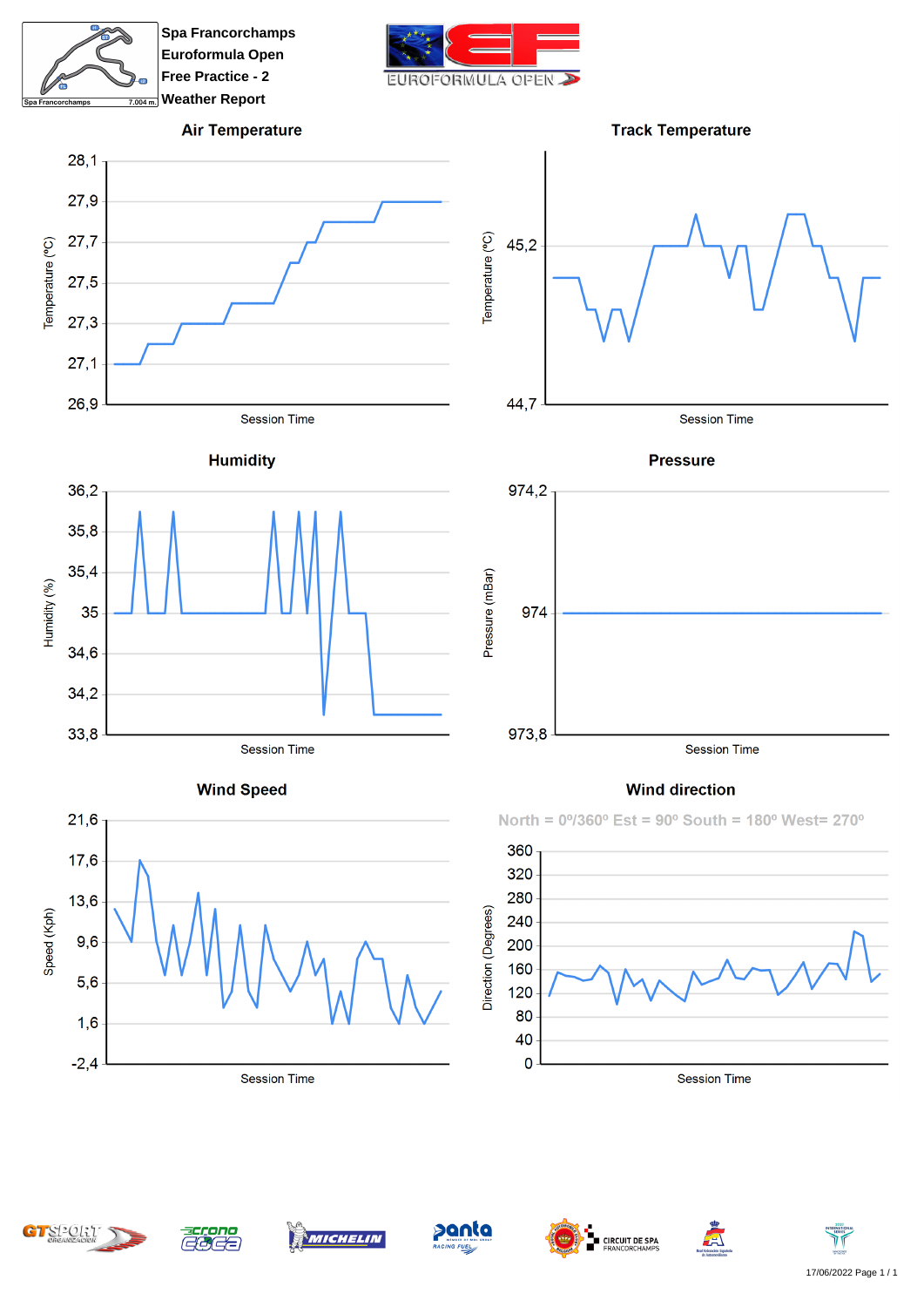Spa Francorchamps
Euroformula Open
Free Practice - 2
Weather Report

## Air Temperature

Temperature (ºC): 28,1 / 27,9 / 27,7 / 27,5 / 27,3 / 27,1 / 26,9

Session Time

## Track Temperature

Temperature (ºC): 45,2 / 44,7

Session Time

## Humidity

Humidity (%): 36,2 / 35,8 / 35,4 / 35 / 34,6 / 34,2 / 33,8

Session Time

## Pressure

Pressure (mBar): 974,2 / 974 / 973,8

Session Time

## Wind Speed

Speed (Kph): 21,6 / 17,6 / 13,6 / 9,6 / 5,6 / 1,6 / -2,4

Session Time

## Wind direction

North = 0º/360º Est = 90º South = 180º West= 270º

Direction (Degrees): 360 / 320 / 280 / 240 / 200 / 160 / 120 / 80 / 40 / 0

Session Time

17/06/2022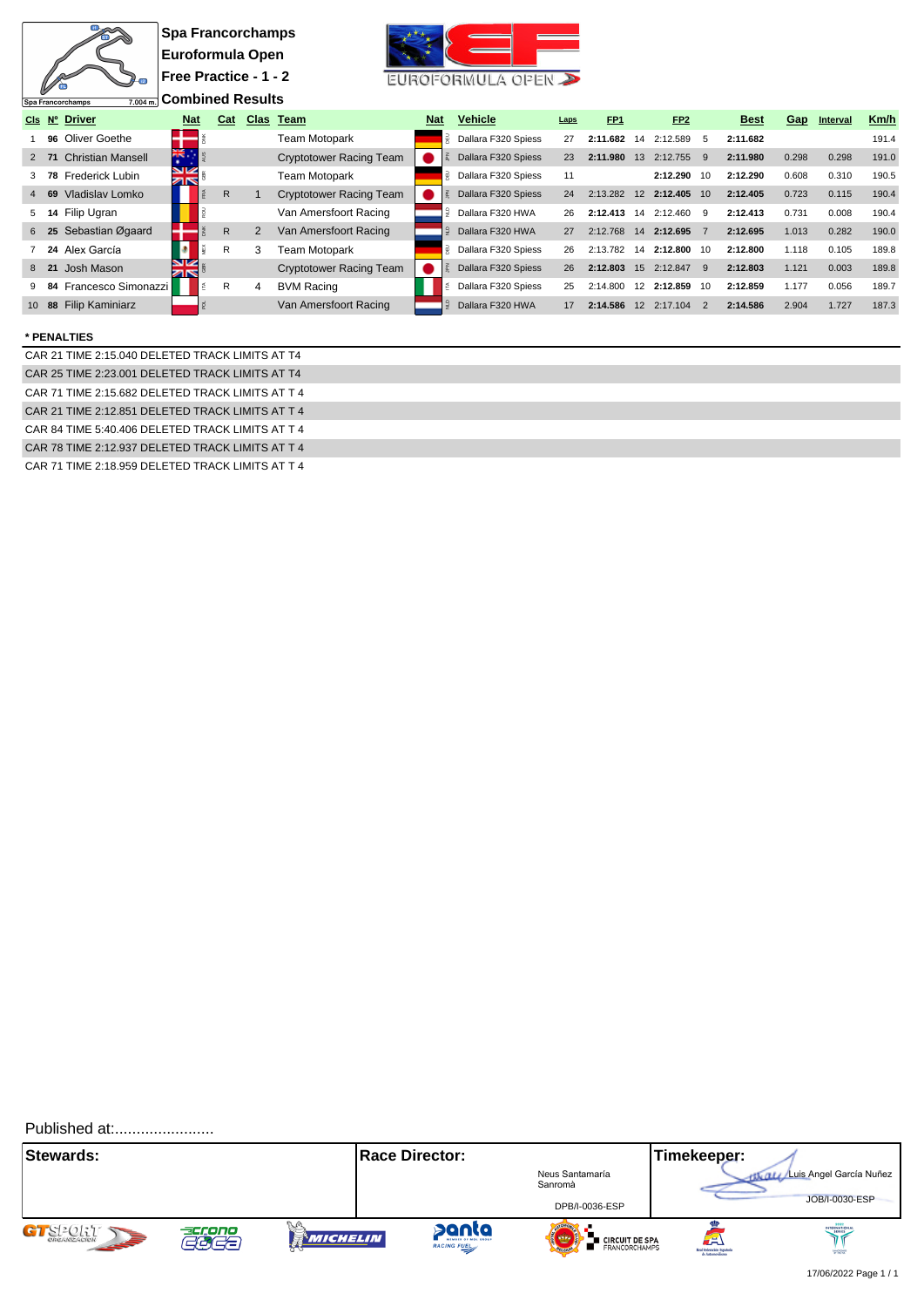Spa Francorchamps 7.004 m.

# Spa Francorchamps
## Euroformula Open
## Free Practice - 1 - 2
## Combined Results

| Cls | Nº | Driver | Nat | Cat | Clas | Team | Nat | Vehicle | Laps | FP1 | | FP2 | | Best | Gap | Interval | Km/h |
|---|---|---|---|---|---|---|---|---|---|---|---|---|---|---|---|---|---|
| 1 | 96 | Oliver Goethe | DNK | | | Team Motopark | DEU | Dallara F320 Spiess | 27 | 2:11.682 | 14 | 2:12.589 | 5 | 2:11.682 | | | 191.4 |
| 2 | 71 | Christian Mansell | AUS | | | Cryptotower Racing Team | JPN | Dallara F320 Spiess | 23 | 2:11.980 | 13 | 2:12.755 | 9 | 2:11.980 | 0.298 | 0.298 | 191.0 |
| 3 | 78 | Frederick Lubin | GBR | | | Team Motopark | DEU | Dallara F320 Spiess | 11 | | | 2:12.290 | 10 | 2:12.290 | 0.608 | 0.310 | 190.5 |
| 4 | 69 | Vladislav Lomko | FRA | R | 1 | Cryptotower Racing Team | JPN | Dallara F320 Spiess | 24 | 2:13.282 | 12 | 2:12.405 | 10 | 2:12.405 | 0.723 | 0.115 | 190.4 |
| 5 | 14 | Filip Ugran | ROU | | | Van Amersfoort Racing | NLD | Dallara F320 HWA | 26 | 2:12.413 | 14 | 2:12.460 | 9 | 2:12.413 | 0.731 | 0.008 | 190.4 |
| 6 | 25 | Sebastian Øgaard | DNK | R | 2 | Van Amersfoort Racing | NLD | Dallara F320 HWA | 27 | 2:12.768 | 14 | 2:12.695 | 7 | 2:12.695 | 1.013 | 0.282 | 190.0 |
| 7 | 24 | Alex García | MEX | R | 3 | Team Motopark | DEU | Dallara F320 Spiess | 26 | 2:13.782 | 14 | 2:12.800 | 10 | 2:12.800 | 1.118 | 0.105 | 189.8 |
| 8 | 21 | Josh Mason | GBR | | | Cryptotower Racing Team | JPN | Dallara F320 Spiess | 26 | 2:12.803 | 15 | 2:12.847 | 9 | 2:12.803 | 1.121 | 0.003 | 189.8 |
| 9 | 84 | Francesco Simonazzi | ITA | R | 4 | BVM Racing | ITA | Dallara F320 Spiess | 25 | 2:14.800 | 12 | 2:12.859 | 10 | 2:12.859 | 1.177 | 0.056 | 189.7 |
| 10 | 88 | Filip Kaminiarz | POL | | | Van Amersfoort Racing | NLD | Dallara F320 HWA | 17 | 2:14.586 | 12 | 2:17.104 | 2 | 2:14.586 | 2.904 | 1.727 | 187.3 |

**\* PENALTIES**

CAR 21 TIME 2:15.040 DELETED TRACK LIMITS AT T4
CAR 25 TIME 2:23.001 DELETED TRACK LIMITS AT T4
CAR 71 TIME 2:15.682 DELETED TRACK LIMITS AT T 4
CAR 21 TIME 2:12.851 DELETED TRACK LIMITS AT T 4
CAR 84 TIME 5:40.406 DELETED TRACK LIMITS AT T 4
CAR 78 TIME 2:12.937 DELETED TRACK LIMITS AT T 4
CAR 71 TIME 2:18.959 DELETED TRACK LIMITS AT T 4

Published at:........................

| Stewards: | Race Director: | Timekeeper: |
|---|---|---|
| | Neus Santamaría Sanromà<br>DPB/I-0036-ESP | Luis Angel García Nuñez<br>JOB/I-0030-ESP |

17/06/2022